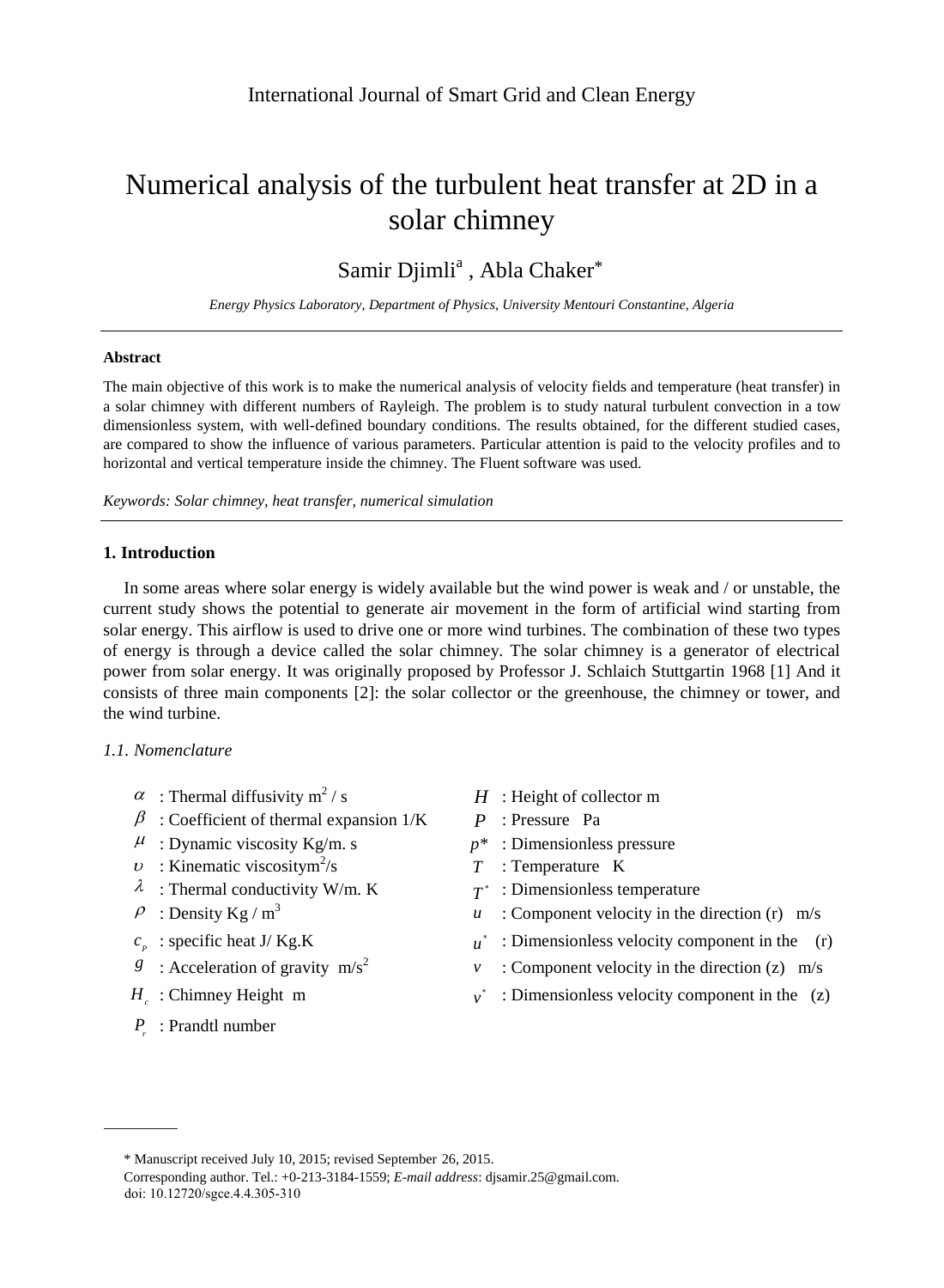International Journal of Smart Grid and Clean Energy

# Numerical analysis of the turbulent heat transfer at 2D in a solar chimney

Samir Djimli[a] , Abla Chaker[*]

*Energy Physics Laboratory, Department of Physics, University Mentouri Constantine, Algeria*

---

**Abstract**

The main objective of this work is to make the numerical analysis of velocity fields and temperature (heat transfer) in a solar chimney with different numbers of Rayleigh. The problem is to study natural turbulent convection in a tow dimensionless system, with well-defined boundary conditions. The results obtained, for the different studied cases, are compared to show the influence of various parameters. Particular attention is paid to the velocity profiles and to horizontal and vertical temperature inside the chimney. The Fluent software was used.

*Keywords: Solar chimney, heat transfer, numerical simulation*

---

## 1. Introduction

In some areas where solar energy is widely available but the wind power is weak and / or unstable, the current study shows the potential to generate air movement in the form of artificial wind starting from solar energy. This airflow is used to drive one or more wind turbines. The combination of these two types of energy is through a device called the solar chimney. The solar chimney is a generator of electrical power from solar energy. It was originally proposed by Professor J. Schlaich Stuttgartin 1968 [1] And it consists of three main components [2]: the solar collector or the greenhouse, the chimney or tower, and the wind turbine.

### *1.1. Nomenclature*

- $\alpha$ : Thermal diffusivity $m^2 / s$
- $\beta$ : Coefficient of thermal expansion 1/K
- $\mu$ : Dynamic viscosity Kg/m. s
- $\upsilon$ : Kinematic viscosity$m^2/s$
- $\lambda$ : Thermal conductivity W/m. K
- $\rho$ : Density Kg / $m^3$
- $c_p$ : specific heat J/ Kg.K
- $g$ : Acceleration of gravity $m/s^2$
- $H_c$ : Chimney Height m
- $P_r$ : Prandtl number
- $H$ : Height of collector m
- $P$ : Pressure Pa
- $p^*$ : Dimensionless pressure
- $T$ : Temperature K
- $T^*$ : Dimensionless temperature
- $u$ : Component velocity in the direction (r) m/s
- $u^*$ : Dimensionless velocity component in the (r)
- $v$ : Component velocity in the direction (z) m/s
- $v^*$ : Dimensionless velocity component in the (z)

---

\* Manuscript received July 10, 2015; revised September 26, 2015.

Corresponding author. Tel.: +0-213-3184-1559; *E-mail address*: djsamir.25@gmail.com.

doi: 10.12720/sgce.4.4.305-310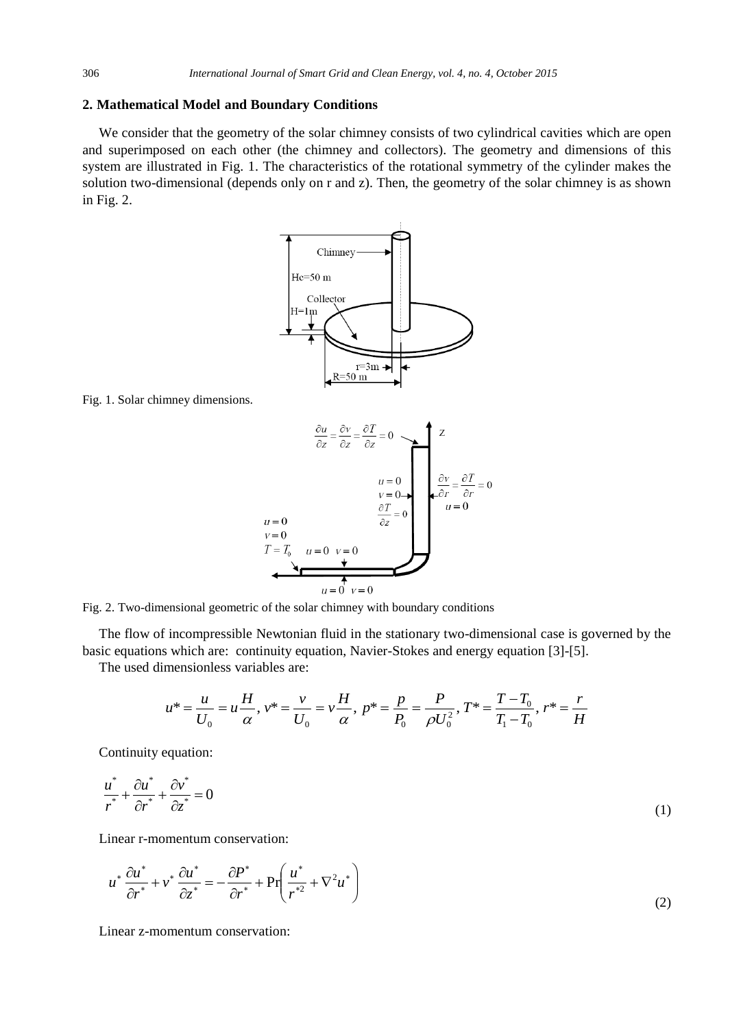## 2. Mathematical Model and Boundary Conditions

We consider that the geometry of the solar chimney consists of two cylindrical cavities which are open and superimposed on each other (the chimney and collectors). The geometry and dimensions of this system are illustrated in Fig. 1. The characteristics of the rotational symmetry of the cylinder makes the solution two-dimensional (depends only on r and z). Then, the geometry of the solar chimney is as shown in Fig. 2.

Fig. 1. Solar chimney dimensions.

Fig. 2. Two-dimensional geometric of the solar chimney with boundary conditions

The flow of incompressible Newtonian fluid in the stationary two-dimensional case is governed by the basic equations which are: continuity equation, Navier-Stokes and energy equation [3]-[5].

The used dimensionless variables are:

$$u^* = \frac{u}{U_0} = u\frac{H}{\alpha},\, v^* = \frac{v}{U_0} = v\frac{H}{\alpha},\; p^* = \frac{p}{P_0} = \frac{P}{\rho U_0^2},\, T^* = \frac{T - T_0}{T_1 - T_0},\, r^* = \frac{r}{H}$$

Continuity equation:

$$\frac{u^*}{r^*} + \frac{\partial u^*}{\partial r^*} + \frac{\partial v^*}{\partial z^*} = 0 \tag{1}$$

Linear r-momentum conservation:

$$u^* \frac{\partial u^*}{\partial r^*} + v^* \frac{\partial u^*}{\partial z^*} = -\frac{\partial P^*}{\partial r^*} + \Pr\left(\frac{u^*}{r^{*2}} + \nabla^2 u^*\right) \tag{2}$$

Linear z-momentum conservation: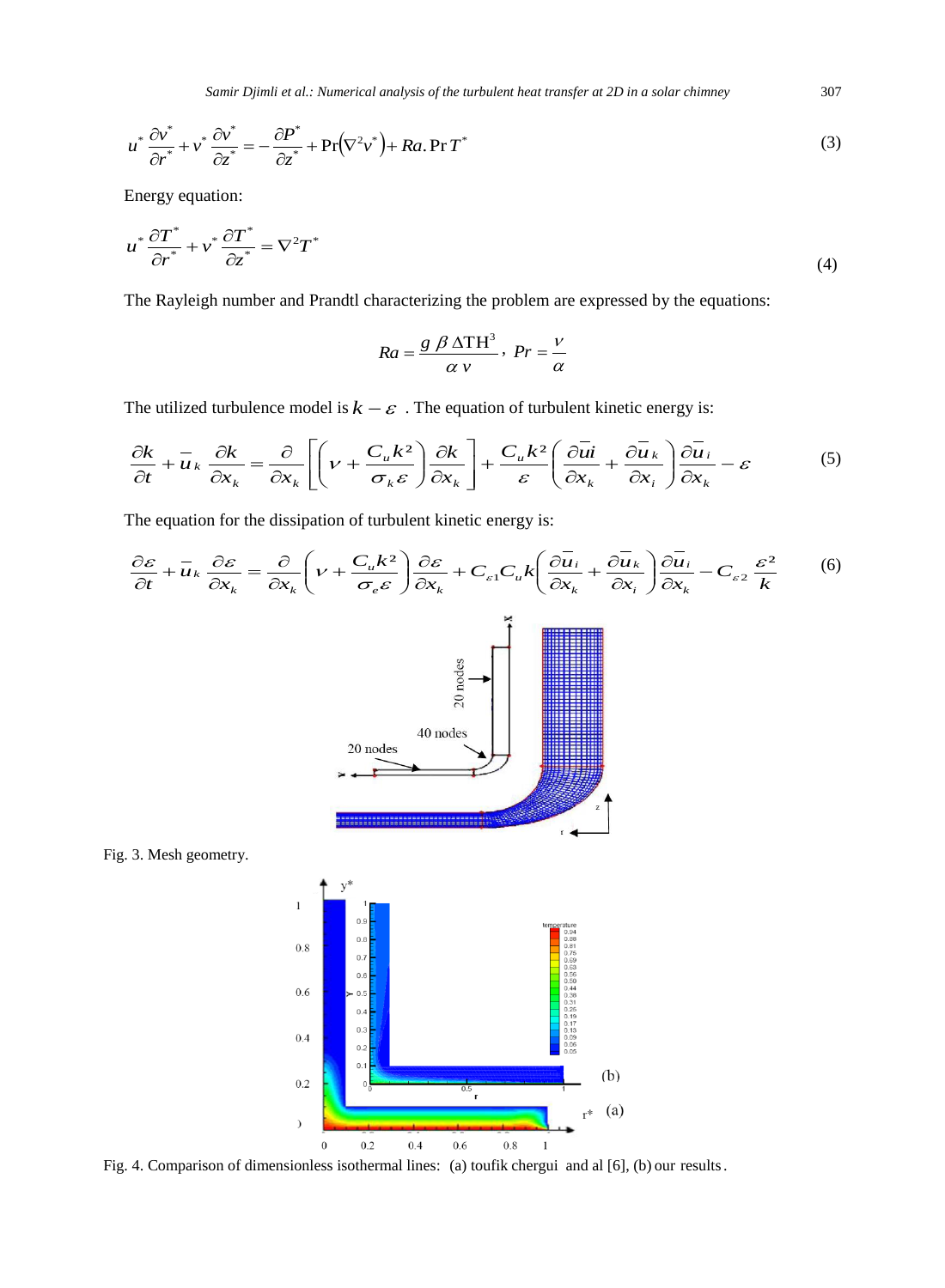$$u^* \frac{\partial v^*}{\partial r^*} + v^* \frac{\partial v^*}{\partial z^*} = -\frac{\partial P^*}{\partial z^*} + \Pr\left(\nabla^2 v^*\right) + Ra.\Pr T^* \tag{3}$$

Energy equation:

$$u^* \frac{\partial T^*}{\partial r^*} + v^* \frac{\partial T^*}{\partial z^*} = \nabla^2 T^* \tag{4}$$

The Rayleigh number and Prandtl characterizing the problem are expressed by the equations:

$$Ra = \frac{g\,\beta\,\Delta \mathrm{T} \mathrm{H}^3}{\alpha\,\nu},\; Pr = \frac{\nu}{\alpha}$$

The utilized turbulence model is $k-\varepsilon$ . The equation of turbulent kinetic energy is:

$$\frac{\partial k}{\partial t} + \bar{u}_k \frac{\partial k}{\partial x_k} = \frac{\partial}{\partial x_k}\left[\left(\nu + \frac{C_u k^2}{\sigma_k \varepsilon}\right)\frac{\partial k}{\partial x_k}\right] + \frac{C_u k^2}{\varepsilon}\left(\frac{\partial \bar{u} i}{\partial x_k} + \frac{\partial \bar{u}_k}{\partial x_i}\right)\frac{\partial \bar{u}_i}{\partial x_k} - \varepsilon \tag{5}$$

The equation for the dissipation of turbulent kinetic energy is:

$$\frac{\partial \varepsilon}{\partial t} + \bar{u}_k \frac{\partial \varepsilon}{\partial x_k} = \frac{\partial}{\partial x_k}\left(\nu + \frac{C_u k^2}{\sigma_e \varepsilon}\right)\frac{\partial \varepsilon}{\partial x_k} + C_{\varepsilon 1} C_u k\left(\frac{\partial \bar{u}_i}{\partial x_k} + \frac{\partial \bar{u}_k}{\partial x_i}\right)\frac{\partial \bar{u}_i}{\partial x_k} - C_{\varepsilon 2}\frac{\varepsilon^2}{k} \tag{6}$$

Fig. 3. Mesh geometry.

Fig. 4. Comparison of dimensionless isothermal lines: (a) toufik chergui and al [6], (b) our results.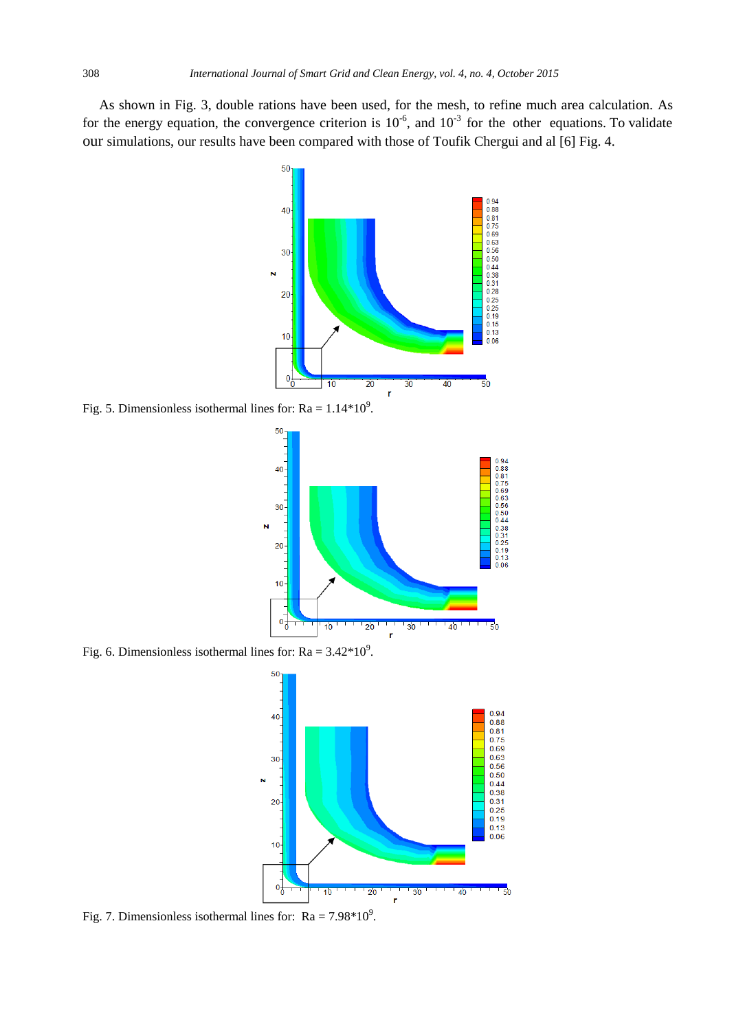As shown in Fig. 3, double rations have been used, for the mesh, to refine much area calculation. As for the energy equation, the convergence criterion is $10^{-6}$, and $10^{-3}$ for the other equations. To validate our simulations, our results have been compared with those of Toufik Chergui and al [6] Fig. 4.

Fig. 5. Dimensionless isothermal lines for: Ra = $1.14*10^{9}$.

Fig. 6. Dimensionless isothermal lines for: Ra = $3.42*10^{9}$.

Fig. 7. Dimensionless isothermal lines for: Ra = $7.98*10^{9}$.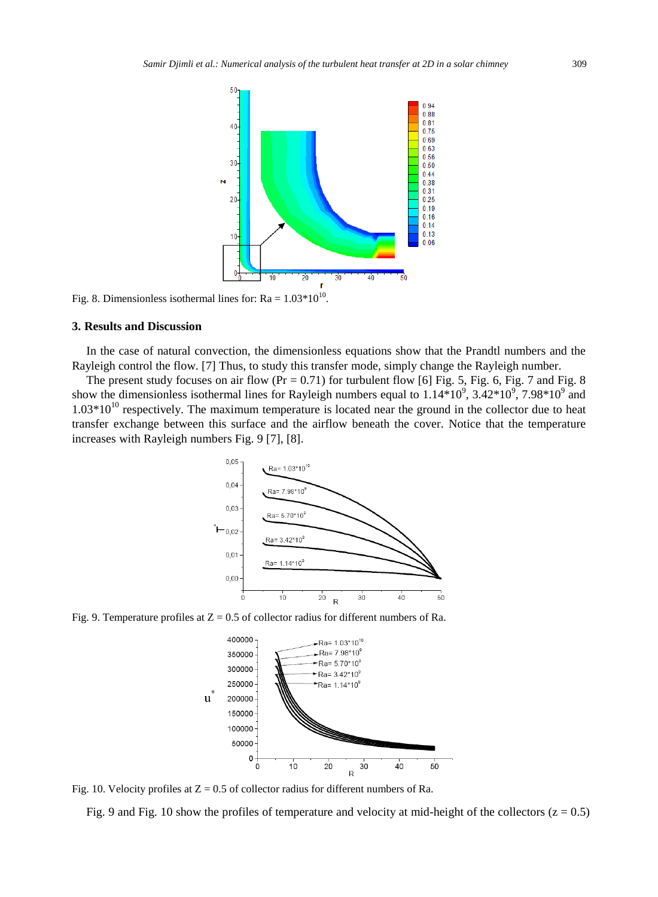Fig. 8. Dimensionless isothermal lines for: Ra = $1.03*10^{10}$.

### 3. Results and Discussion

In the case of natural convection, the dimensionless equations show that the Prandtl numbers and the Rayleigh control the flow. [7] Thus, to study this transfer mode, simply change the Rayleigh number.

The present study focuses on air flow (Pr = 0.71) for turbulent flow [6] Fig. 5, Fig. 6, Fig. 7 and Fig. 8 show the dimensionless isothermal lines for Rayleigh numbers equal to $1.14*10^9$, $3.42*10^9$, $7.98*10^9$ and $1.03*10^{10}$ respectively. The maximum temperature is located near the ground in the collector due to heat transfer exchange between this surface and the airflow beneath the cover. Notice that the temperature increases with Rayleigh numbers Fig. 9 [7], [8].

Fig. 9. Temperature profiles at Z = 0.5 of collector radius for different numbers of Ra.

Fig. 10. Velocity profiles at Z = 0.5 of collector radius for different numbers of Ra.

Fig. 9 and Fig. 10 show the profiles of temperature and velocity at mid-height of the collectors (z = 0.5)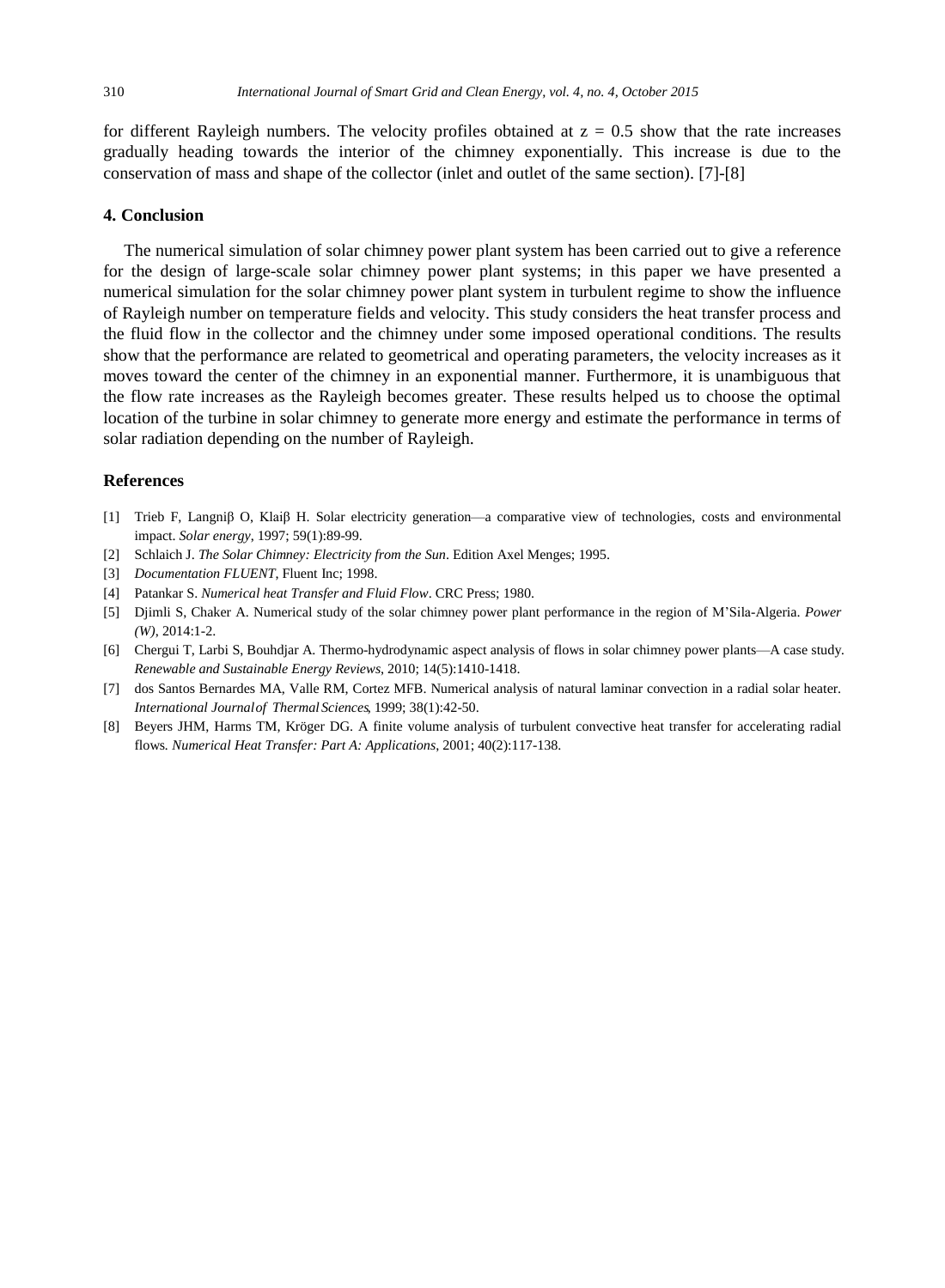for different Rayleigh numbers. The velocity profiles obtained at z = 0.5 show that the rate increases gradually heading towards the interior of the chimney exponentially. This increase is due to the conservation of mass and shape of the collector (inlet and outlet of the same section). [7]-[8]

## 4. Conclusion

The numerical simulation of solar chimney power plant system has been carried out to give a reference for the design of large-scale solar chimney power plant systems; in this paper we have presented a numerical simulation for the solar chimney power plant system in turbulent regime to show the influence of Rayleigh number on temperature fields and velocity. This study considers the heat transfer process and the fluid flow in the collector and the chimney under some imposed operational conditions. The results show that the performance are related to geometrical and operating parameters, the velocity increases as it moves toward the center of the chimney in an exponential manner. Furthermore, it is unambiguous that the flow rate increases as the Rayleigh becomes greater. These results helped us to choose the optimal location of the turbine in solar chimney to generate more energy and estimate the performance in terms of solar radiation depending on the number of Rayleigh.

## References

[1] Trieb F, Langniβ O, Klaiβ H. Solar electricity generation—a comparative view of technologies, costs and environmental impact. *Solar energy*, 1997; 59(1):89-99.

[2] Schlaich J. *The Solar Chimney: Electricity from the Sun*. Edition Axel Menges; 1995.

[3] *Documentation FLUENT*, Fluent Inc; 1998.

[4] Patankar S. *Numerical heat Transfer and Fluid Flow*. CRC Press; 1980.

[5] Djimli S, Chaker A. Numerical study of the solar chimney power plant performance in the region of M'Sila-Algeria. *Power (W)*, 2014:1-2.

[6] Chergui T, Larbi S, Bouhdjar A. Thermo-hydrodynamic aspect analysis of flows in solar chimney power plants—A case study. *Renewable and Sustainable Energy Reviews*, 2010; 14(5):1410-1418.

[7] dos Santos Bernardes MA, Valle RM, Cortez MFB. Numerical analysis of natural laminar convection in a radial solar heater. *International Journal of Thermal Sciences*, 1999; 38(1):42-50.

[8] Beyers JHM, Harms TM, Kröger DG. A finite volume analysis of turbulent convective heat transfer for accelerating radial flows. *Numerical Heat Transfer: Part A: Applications*, 2001; 40(2):117-138.